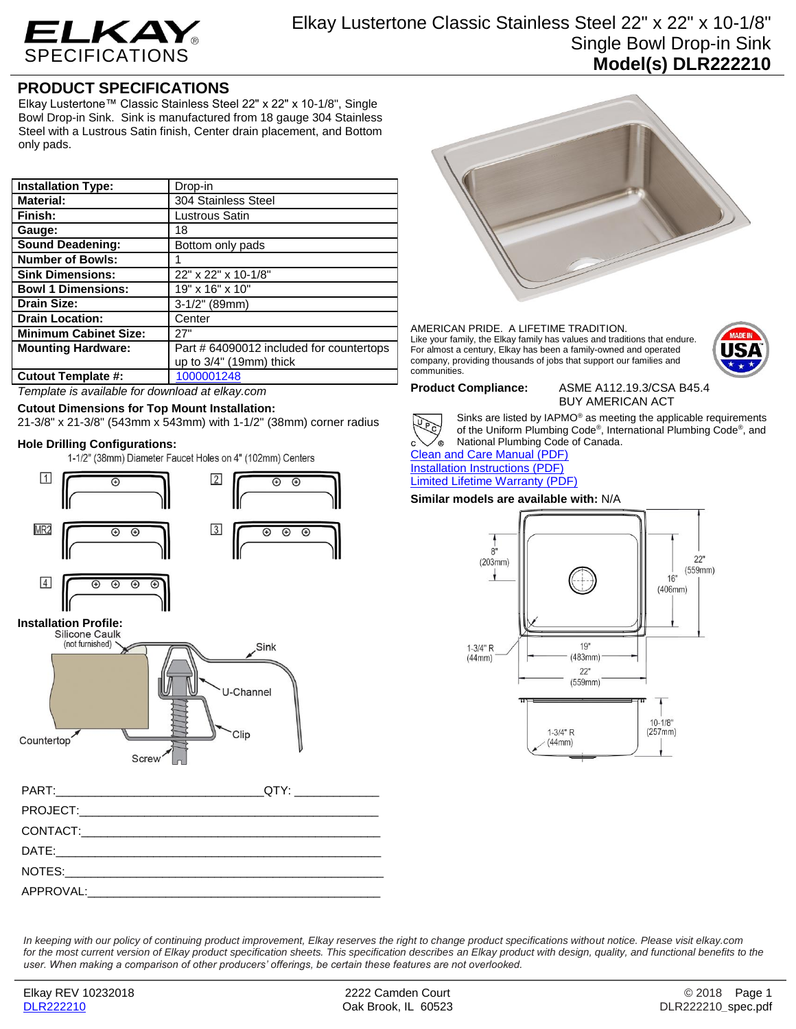# ELKAY SPECIFICATIONS

# Elkay Lustertone Classic Stainless Steel 22" x 22" x 10-1/8" Single Bowl Drop-in Sink

## Model(s) DLR222210

## PRODUCT SPECIFICATIONS

Elkay Lustertone™ Classic Stainless Steel 22" x 22" x 10-1/8", Single Bowl Drop-in Sink. Sink is manufactured from 18 gauge 304 Stainless Steel with a Lustrous Satin finish, Center drain placement, and Bottom only pads.

| | |
|---|---|
| **Installation Type:** | Drop-in |
| **Material:** | 304 Stainless Steel |
| **Finish:** | Lustrous Satin |
| **Gauge:** | 18 |
| **Sound Deadening:** | Bottom only pads |
| **Number of Bowls:** | 1 |
| **Sink Dimensions:** | 22" x 22" x 10-1/8" |
| **Bowl 1 Dimensions:** | 19" x 16" x 10" |
| **Drain Size:** | 3-1/2" (89mm) |
| **Drain Location:** | Center |
| **Minimum Cabinet Size:** | 27" |
| **Mounting Hardware:** | Part # 64090012 included for countertops up to 3/4" (19mm) thick |
| **Cutout Template #:** | 1000001248 |

*Template is available for download at elkay.com*

**Cutout Dimensions for Top Mount Installation:**
21-3/8" x 21-3/8" (543mm x 543mm) with 1-1/2" (38mm) corner radius

**Hole Drilling Configurations:**
1-1/2" (38mm) Diameter Faucet Holes on 4" (102mm) Centers

1, 2, MR2, 3, 4

**Installation Profile:**
Silicone Caulk (not furnished), Sink, U-Channel, Clip, Countertop, Screw

AMERICAN PRIDE. A LIFETIME TRADITION.
Like your family, the Elkay family has values and traditions that endure. For almost a century, Elkay has been a family-owned and operated company, providing thousands of jobs that support our families and communities.

**Product Compliance:** ASME A112.19.3/CSA B45.4
BUY AMERICAN ACT

Sinks are listed by IAPMO® as meeting the applicable requirements of the Uniform Plumbing Code®, International Plumbing Code®, and National Plumbing Code of Canada.

Clean and Care Manual (PDF)
Installation Instructions (PDF)
Limited Lifetime Warranty (PDF)

**Similar models are available with:** N/A

8" (203mm) | 22" (559mm) | 16" (406mm) | 1-3/4" R (44mm) | 19" (483mm) | 22" (559mm) | 10-1/8" (257mm) | 1-3/4" R (44mm)

PART:_______________________________QTY: ____________
PROJECT:_____________________________________________
CONTACT:_____________________________________________
DATE:________________________________________________
NOTES:_______________________________________________
APPROVAL:____________________________________________

*In keeping with our policy of continuing product improvement, Elkay reserves the right to change product specifications without notice. Please visit elkay.com for the most current version of Elkay product specification sheets. This specification describes an Elkay product with design, quality, and functional benefits to the user. When making a comparison of other producers' offerings, be certain these features are not overlooked.*

Elkay REV 10232018 | 2222 Camden Court, Oak Brook, IL 60523 | © 2018
DLR222210 | DLR222210_spec.pdf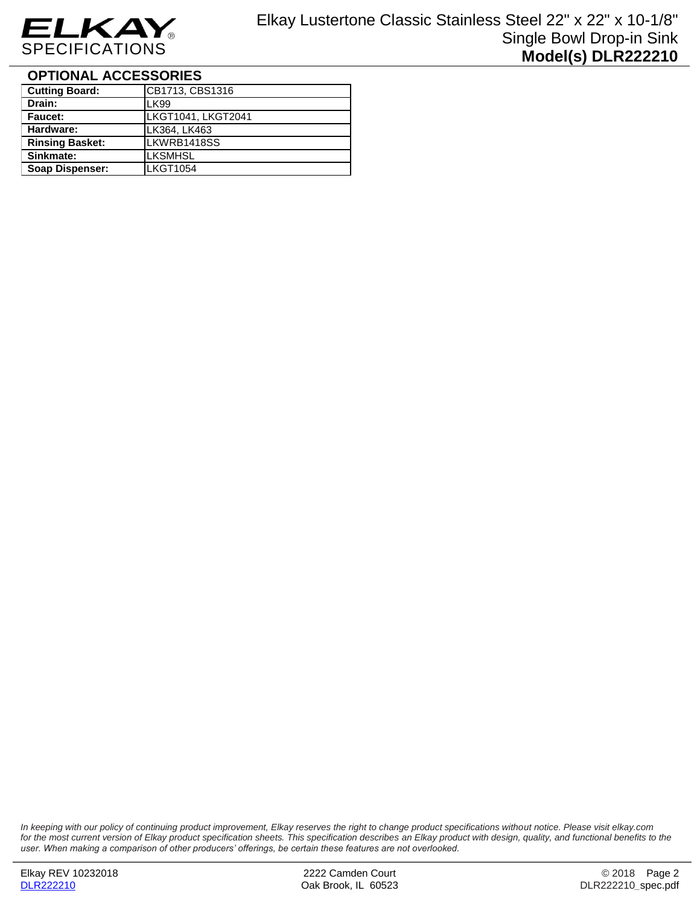## OPTIONAL ACCESSORIES

| | |
|---|---|
| **Cutting Board:** | CB1713, CBS1316 |
| **Drain:** | LK99 |
| **Faucet:** | LKGT1041, LKGT2041 |
| **Hardware:** | LK364, LK463 |
| **Rinsing Basket:** | LKWRB1418SS |
| **Sinkmate:** | LKSMHSL |
| **Soap Dispenser:** | LKGT1054 |

*In keeping with our policy of continuing product improvement, Elkay reserves the right to change product specifications without notice. Please visit elkay.com for the most current version of Elkay product specification sheets. This specification describes an Elkay product with design, quality, and functional benefits to the user. When making a comparison of other producers' offerings, be certain these features are not overlooked.*